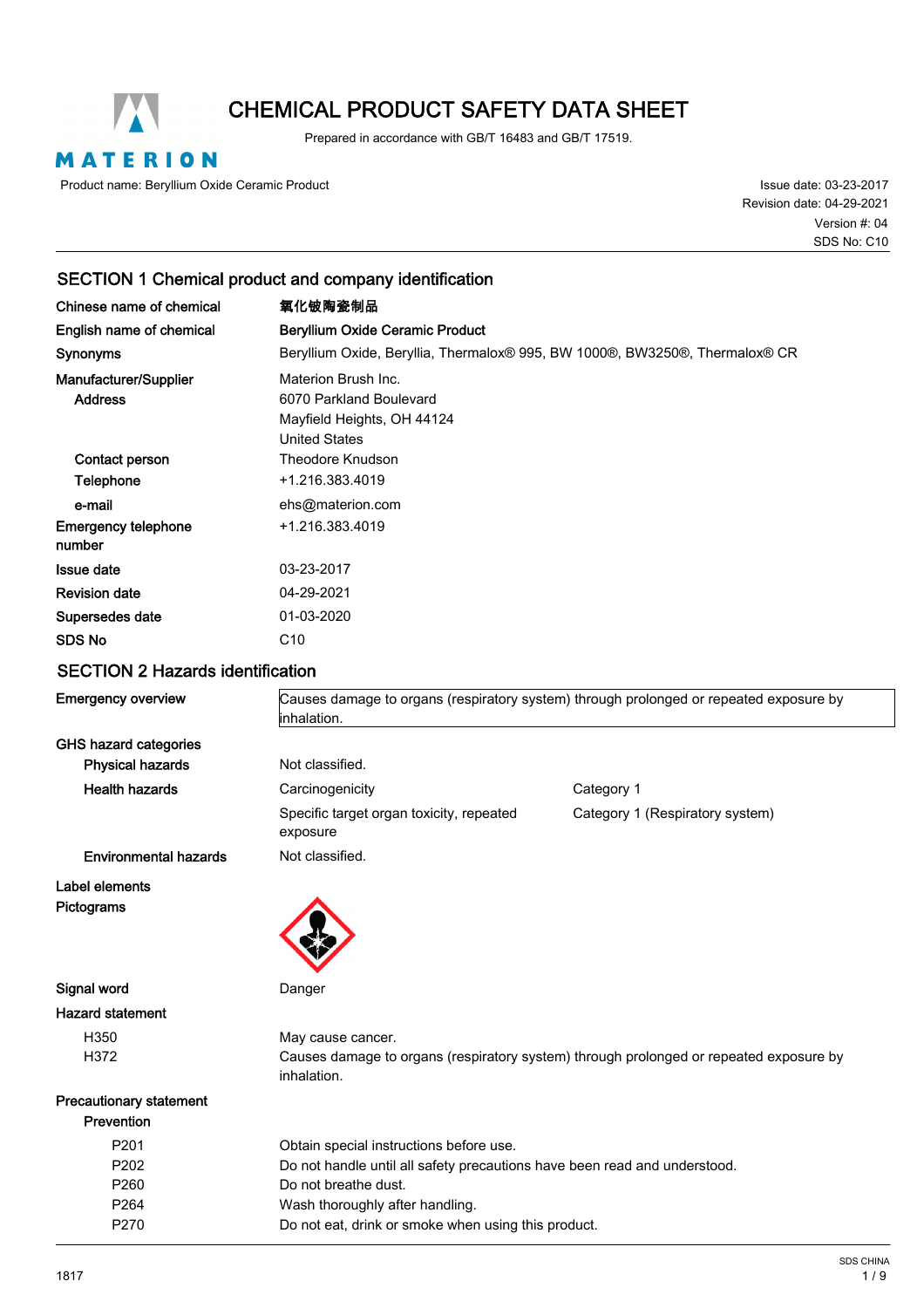# CHEMICAL PRODUCT SAFETY DATA SHEET

Prepared in accordance with GB/T 16483 and GB/T 17519.

Product name: Beryllium Oxide Ceramic Product

Issue date: 03-23-2017
Revision date: 04-29-2021
Version #: 04
SDS No: C10

## SECTION 1 Chemical product and company identification

| | |
|---|---|
| **Chinese name of chemical** | **氧化铍陶瓷制品** |
| **English name of chemical** | **Beryllium Oxide Ceramic Product** |
| **Synonyms** | Beryllium Oxide, Beryllia, Thermalox® 995, BW 1000®, BW3250®, Thermalox® CR |
| **Manufacturer/Supplier** | Materion Brush Inc. |
| **Address** | 6070 Parkland Boulevard<br>Mayfield Heights, OH 44124<br>United States |
| **Contact person** | Theodore Knudson |
| **Telephone** | +1.216.383.4019 |
| **e-mail** | ehs@materion.com |
| **Emergency telephone number** | +1.216.383.4019 |
| **Issue date** | 03-23-2017 |
| **Revision date** | 04-29-2021 |
| **Supersedes date** | 01-03-2020 |
| **SDS No** | C10 |

## SECTION 2 Hazards identification

**Emergency overview**

Causes damage to organs (respiratory system) through prolonged or repeated exposure by inhalation.

**GHS hazard categories**

| | | |
|---|---|---|
| **Physical hazards** | Not classified. | |
| **Health hazards** | Carcinogenicity | Category 1 |
| | Specific target organ toxicity, repeated exposure | Category 1 (Respiratory system) |
| **Environmental hazards** | Not classified. | |

**Label elements**

**Pictograms**

**Signal word** Danger

**Hazard statement**

| | |
|---|---|
| H350 | May cause cancer. |
| H372 | Causes damage to organs (respiratory system) through prolonged or repeated exposure by inhalation. |

**Precautionary statement**

**Prevention**

| | |
|---|---|
| P201 | Obtain special instructions before use. |
| P202 | Do not handle until all safety precautions have been read and understood. |
| P260 | Do not breathe dust. |
| P264 | Wash thoroughly after handling. |
| P270 | Do not eat, drink or smoke when using this product. |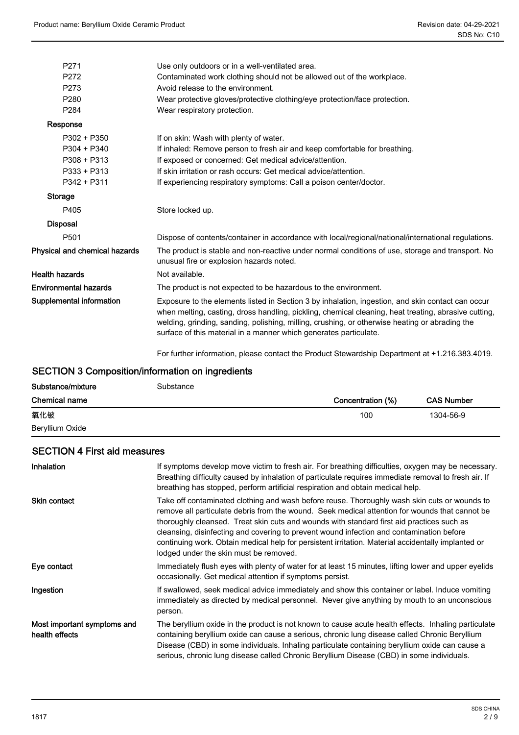| | |
|---|---|
| P271 | Use only outdoors or in a well-ventilated area. |
| P272 | Contaminated work clothing should not be allowed out of the workplace. |
| P273 | Avoid release to the environment. |
| P280 | Wear protective gloves/protective clothing/eye protection/face protection. |
| P284 | Wear respiratory protection. |

**Response**

| | |
|---|---|
| P302 + P350 | If on skin: Wash with plenty of water. |
| P304 + P340 | If inhaled: Remove person to fresh air and keep comfortable for breathing. |
| P308 + P313 | If exposed or concerned: Get medical advice/attention. |
| P333 + P313 | If skin irritation or rash occurs: Get medical advice/attention. |
| P342 + P311 | If experiencing respiratory symptoms: Call a poison center/doctor. |

**Storage**

| | |
|---|---|
| P405 | Store locked up. |

**Disposal**

| | |
|---|---|
| P501 | Dispose of contents/container in accordance with local/regional/national/international regulations. |

**Physical and chemical hazards**
The product is stable and non-reactive under normal conditions of use, storage and transport. No unusual fire or explosion hazards noted.

**Health hazards**
Not available.

**Environmental hazards**
The product is not expected to be hazardous to the environment.

**Supplemental information**
Exposure to the elements listed in Section 3 by inhalation, ingestion, and skin contact can occur when melting, casting, dross handling, pickling, chemical cleaning, heat treating, abrasive cutting, welding, grinding, sanding, polishing, milling, crushing, or otherwise heating or abrading the surface of this material in a manner which generates particulate.

For further information, please contact the Product Stewardship Department at +1.216.383.4019.

## SECTION 3 Composition/information on ingredients

**Substance/mixture** Substance

| Chemical name | Concentration (%) | CAS Number |
|---|---|---|
| 氧化铍<br>Beryllium Oxide | 100 | 1304-56-9 |

## SECTION 4 First aid measures

**Inhalation**
If symptoms develop move victim to fresh air. For breathing difficulties, oxygen may be necessary. Breathing difficulty caused by inhalation of particulate requires immediate removal to fresh air. If breathing has stopped, perform artificial respiration and obtain medical help.

**Skin contact**
Take off contaminated clothing and wash before reuse. Thoroughly wash skin cuts or wounds to remove all particulate debris from the wound. Seek medical attention for wounds that cannot be thoroughly cleansed. Treat skin cuts and wounds with standard first aid practices such as cleansing, disinfecting and covering to prevent wound infection and contamination before continuing work. Obtain medical help for persistent irritation. Material accidentally implanted or lodged under the skin must be removed.

**Eye contact**
Immediately flush eyes with plenty of water for at least 15 minutes, lifting lower and upper eyelids occasionally. Get medical attention if symptoms persist.

**Ingestion**
If swallowed, seek medical advice immediately and show this container or label. Induce vomiting immediately as directed by medical personnel. Never give anything by mouth to an unconscious person.

**Most important symptoms and health effects**
The beryllium oxide in the product is not known to cause acute health effects. Inhaling particulate containing beryllium oxide can cause a serious, chronic lung disease called Chronic Beryllium Disease (CBD) in some individuals. Inhaling particulate containing beryllium oxide can cause a serious, chronic lung disease called Chronic Beryllium Disease (CBD) in some individuals.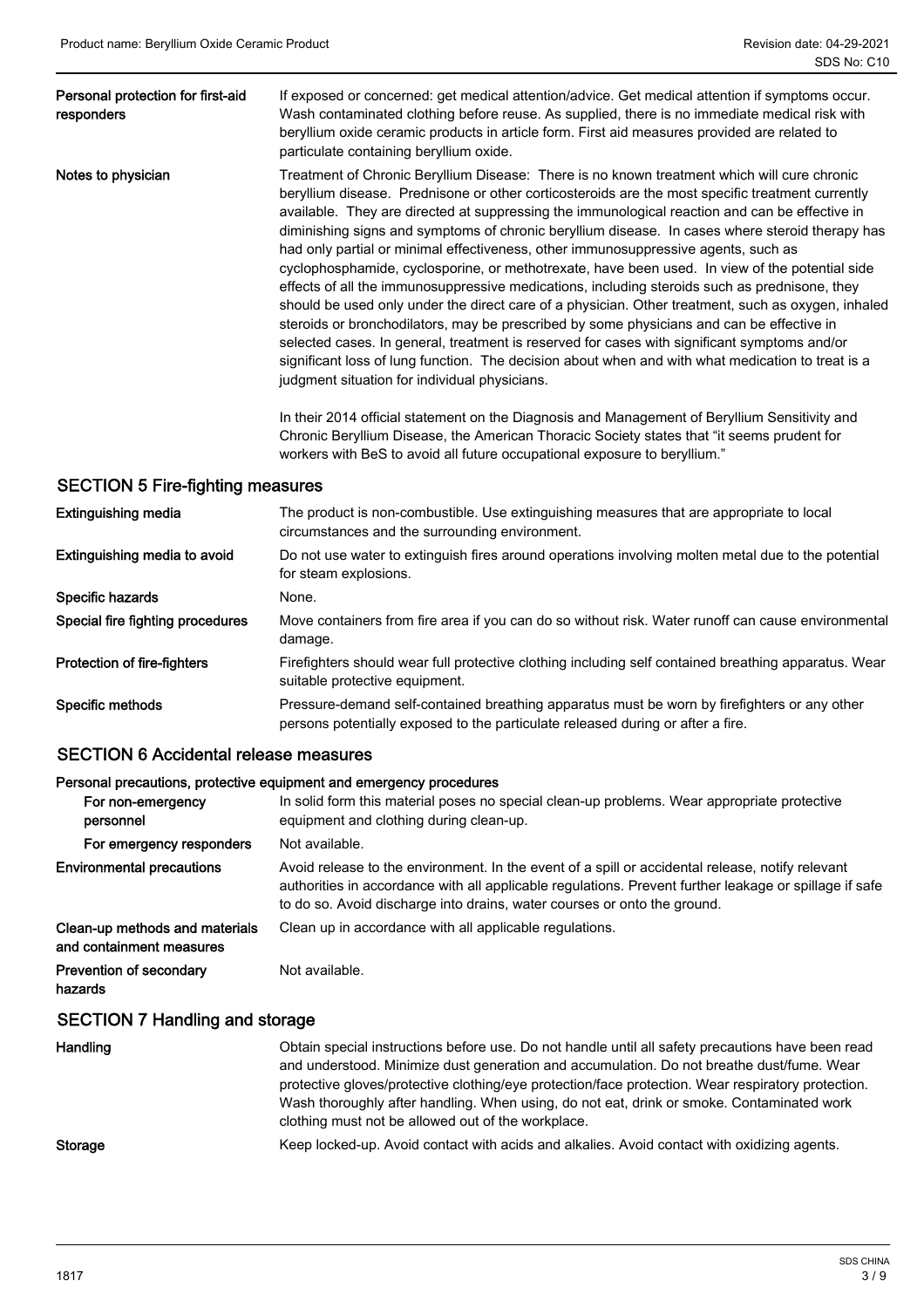| | |
|---|---|
| **Personal protection for first-aid responders** | If exposed or concerned: get medical attention/advice. Get medical attention if symptoms occur. Wash contaminated clothing before reuse. As supplied, there is no immediate medical risk with beryllium oxide ceramic products in article form. First aid measures provided are related to particulate containing beryllium oxide. |
| **Notes to physician** | Treatment of Chronic Beryllium Disease: There is no known treatment which will cure chronic beryllium disease. Prednisone or other corticosteroids are the most specific treatment currently available. They are directed at suppressing the immunological reaction and can be effective in diminishing signs and symptoms of chronic beryllium disease. In cases where steroid therapy has had only partial or minimal effectiveness, other immunosuppressive agents, such as cyclophosphamide, cyclosporine, or methotrexate, have been used. In view of the potential side effects of all the immunosuppressive medications, including steroids such as prednisone, they should be used only under the direct care of a physician. Other treatment, such as oxygen, inhaled steroids or bronchodilators, may be prescribed by some physicians and can be effective in selected cases. In general, treatment is reserved for cases with significant symptoms and/or significant loss of lung function. The decision about when and with what medication to treat is a judgment situation for individual physicians.<br><br>In their 2014 official statement on the Diagnosis and Management of Beryllium Sensitivity and Chronic Beryllium Disease, the American Thoracic Society states that "it seems prudent for workers with BeS to avoid all future occupational exposure to beryllium." |

## SECTION 5 Fire-fighting measures

| | |
|---|---|
| **Extinguishing media** | The product is non-combustible. Use extinguishing measures that are appropriate to local circumstances and the surrounding environment. |
| **Extinguishing media to avoid** | Do not use water to extinguish fires around operations involving molten metal due to the potential for steam explosions. |
| **Specific hazards** | None. |
| **Special fire fighting procedures** | Move containers from fire area if you can do so without risk. Water runoff can cause environmental damage. |
| **Protection of fire-fighters** | Firefighters should wear full protective clothing including self contained breathing apparatus. Wear suitable protective equipment. |
| **Specific methods** | Pressure-demand self-contained breathing apparatus must be worn by firefighters or any other persons potentially exposed to the particulate released during or after a fire. |

## SECTION 6 Accidental release measures

**Personal precautions, protective equipment and emergency procedures**

| | |
|---|---|
| **For non-emergency personnel** | In solid form this material poses no special clean-up problems. Wear appropriate protective equipment and clothing during clean-up. |
| **For emergency responders** | Not available. |
| **Environmental precautions** | Avoid release to the environment. In the event of a spill or accidental release, notify relevant authorities in accordance with all applicable regulations. Prevent further leakage or spillage if safe to do so. Avoid discharge into drains, water courses or onto the ground. |
| **Clean-up methods and materials and containment measures** | Clean up in accordance with all applicable regulations. |
| **Prevention of secondary hazards** | Not available. |

## SECTION 7 Handling and storage

| | |
|---|---|
| **Handling** | Obtain special instructions before use. Do not handle until all safety precautions have been read and understood. Minimize dust generation and accumulation. Do not breathe dust/fume. Wear protective gloves/protective clothing/eye protection/face protection. Wear respiratory protection. Wash thoroughly after handling. When using, do not eat, drink or smoke. Contaminated work clothing must not be allowed out of the workplace. |
| **Storage** | Keep locked-up. Avoid contact with acids and alkalies. Avoid contact with oxidizing agents. |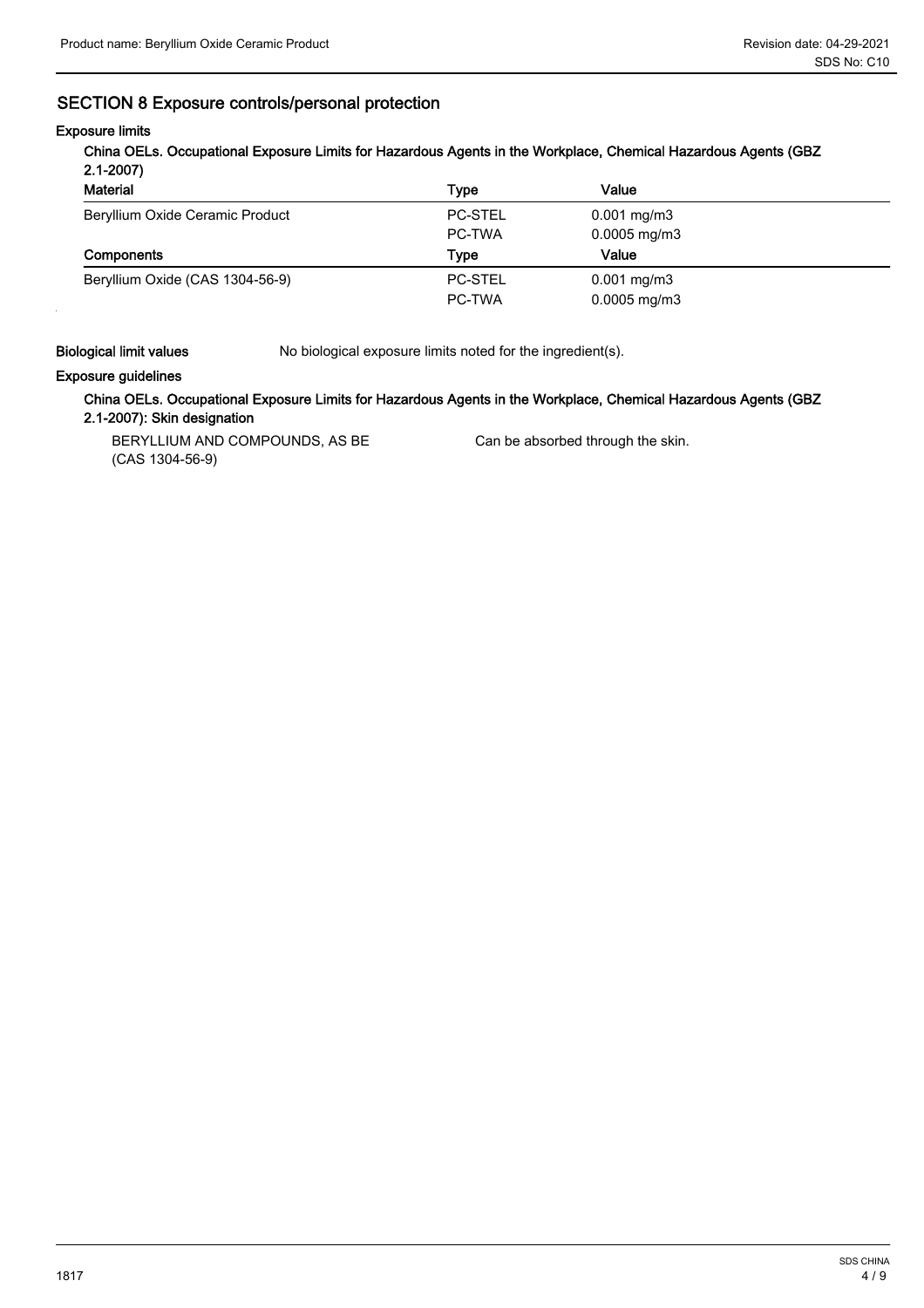## SECTION 8 Exposure controls/personal protection

### Exposure limits

**China OELs. Occupational Exposure Limits for Hazardous Agents in the Workplace, Chemical Hazardous Agents (GBZ 2.1-2007)**

| Material | Type | Value |
|---|---|---|
| Beryllium Oxide Ceramic Product | PC-STEL | 0.001 mg/m3 |
| | PC-TWA | 0.0005 mg/m3 |
| **Components** | **Type** | **Value** |
| Beryllium Oxide (CAS 1304-56-9) | PC-STEL | 0.001 mg/m3 |
| | PC-TWA | 0.0005 mg/m3 |

**Biological limit values** No biological exposure limits noted for the ingredient(s).

### Exposure guidelines

**China OELs. Occupational Exposure Limits for Hazardous Agents in the Workplace, Chemical Hazardous Agents (GBZ 2.1-2007): Skin designation**

| | |
|---|---|
| BERYLLIUM AND COMPOUNDS, AS BE (CAS 1304-56-9) | Can be absorbed through the skin. |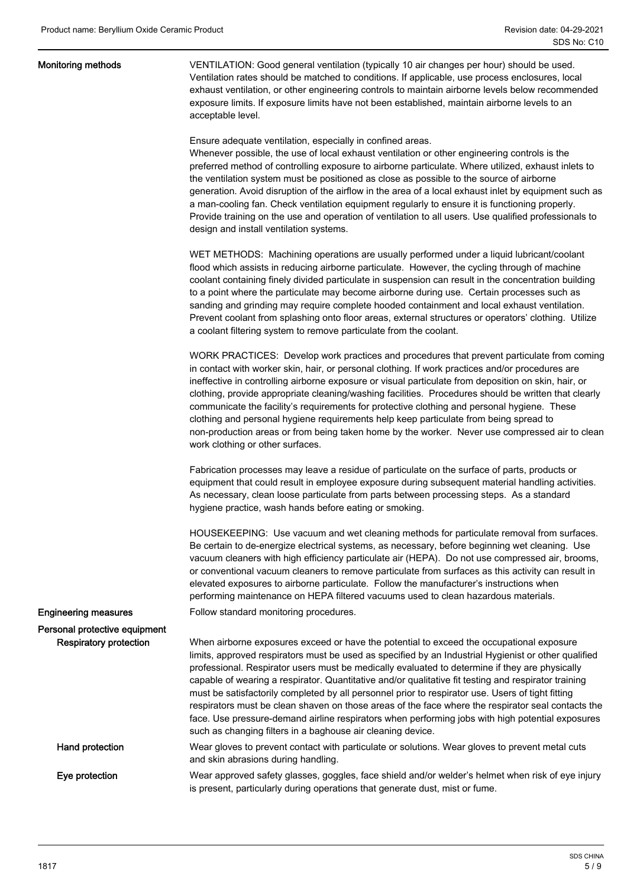**Monitoring methods**

VENTILATION: Good general ventilation (typically 10 air changes per hour) should be used. Ventilation rates should be matched to conditions. If applicable, use process enclosures, local exhaust ventilation, or other engineering controls to maintain airborne levels below recommended exposure limits. If exposure limits have not been established, maintain airborne levels to an acceptable level.

Ensure adequate ventilation, especially in confined areas.
Whenever possible, the use of local exhaust ventilation or other engineering controls is the preferred method of controlling exposure to airborne particulate. Where utilized, exhaust inlets to the ventilation system must be positioned as close as possible to the source of airborne generation. Avoid disruption of the airflow in the area of a local exhaust inlet by equipment such as a man-cooling fan. Check ventilation equipment regularly to ensure it is functioning properly. Provide training on the use and operation of ventilation to all users. Use qualified professionals to design and install ventilation systems.

WET METHODS: Machining operations are usually performed under a liquid lubricant/coolant flood which assists in reducing airborne particulate. However, the cycling through of machine coolant containing finely divided particulate in suspension can result in the concentration building to a point where the particulate may become airborne during use. Certain processes such as sanding and grinding may require complete hooded containment and local exhaust ventilation. Prevent coolant from splashing onto floor areas, external structures or operators' clothing. Utilize a coolant filtering system to remove particulate from the coolant.

WORK PRACTICES: Develop work practices and procedures that prevent particulate from coming in contact with worker skin, hair, or personal clothing. If work practices and/or procedures are ineffective in controlling airborne exposure or visual particulate from deposition on skin, hair, or clothing, provide appropriate cleaning/washing facilities. Procedures should be written that clearly communicate the facility's requirements for protective clothing and personal hygiene. These clothing and personal hygiene requirements help keep particulate from being spread to non-production areas or from being taken home by the worker. Never use compressed air to clean work clothing or other surfaces.

Fabrication processes may leave a residue of particulate on the surface of parts, products or equipment that could result in employee exposure during subsequent material handling activities. As necessary, clean loose particulate from parts between processing steps. As a standard hygiene practice, wash hands before eating or smoking.

HOUSEKEEPING: Use vacuum and wet cleaning methods for particulate removal from surfaces. Be certain to de-energize electrical systems, as necessary, before beginning wet cleaning. Use vacuum cleaners with high efficiency particulate air (HEPA). Do not use compressed air, brooms, or conventional vacuum cleaners to remove particulate from surfaces as this activity can result in elevated exposures to airborne particulate. Follow the manufacturer's instructions when performing maintenance on HEPA filtered vacuums used to clean hazardous materials.

**Engineering measures**

Follow standard monitoring procedures.

**Personal protective equipment**

**Respiratory protection**

When airborne exposures exceed or have the potential to exceed the occupational exposure limits, approved respirators must be used as specified by an Industrial Hygienist or other qualified professional. Respirator users must be medically evaluated to determine if they are physically capable of wearing a respirator. Quantitative and/or qualitative fit testing and respirator training must be satisfactorily completed by all personnel prior to respirator use. Users of tight fitting respirators must be clean shaven on those areas of the face where the respirator seal contacts the face. Use pressure-demand airline respirators when performing jobs with high potential exposures such as changing filters in a baghouse air cleaning device.

**Hand protection**

Wear gloves to prevent contact with particulate or solutions. Wear gloves to prevent metal cuts and skin abrasions during handling.

**Eye protection**

Wear approved safety glasses, goggles, face shield and/or welder's helmet when risk of eye injury is present, particularly during operations that generate dust, mist or fume.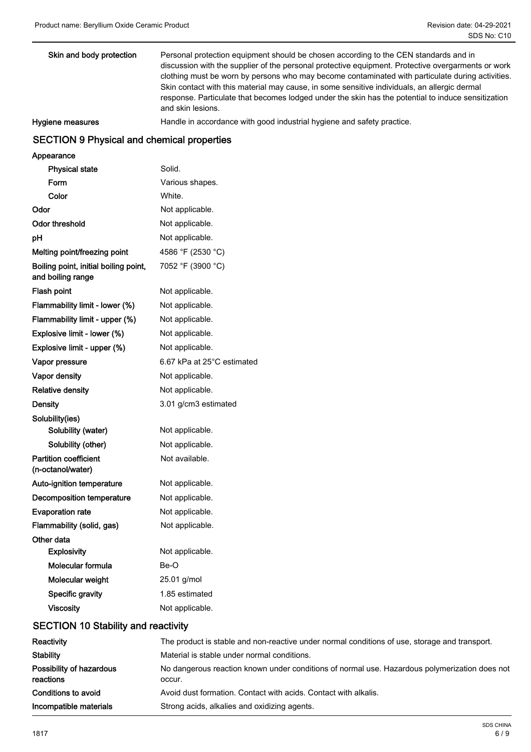| | |
|---|---|
| **Skin and body protection** | Personal protection equipment should be chosen according to the CEN standards and in discussion with the supplier of the personal protective equipment. Protective overgarments or work clothing must be worn by persons who may become contaminated with particulate during activities. Skin contact with this material may cause, in some sensitive individuals, an allergic dermal response. Particulate that becomes lodged under the skin has the potential to induce sensitization and skin lesions. |
| **Hygiene measures** | Handle in accordance with good industrial hygiene and safety practice. |

## SECTION 9 Physical and chemical properties

| | |
|---|---|
| **Appearance** | |
| **Physical state** | Solid. |
| **Form** | Various shapes. |
| **Color** | White. |
| **Odor** | Not applicable. |
| **Odor threshold** | Not applicable. |
| **pH** | Not applicable. |
| **Melting point/freezing point** | 4586 °F (2530 °C) |
| **Boiling point, initial boiling point, and boiling range** | 7052 °F (3900 °C) |
| **Flash point** | Not applicable. |
| **Flammability limit - lower (%)** | Not applicable. |
| **Flammability limit - upper (%)** | Not applicable. |
| **Explosive limit - lower (%)** | Not applicable. |
| **Explosive limit - upper (%)** | Not applicable. |
| **Vapor pressure** | 6.67 kPa at 25°C estimated |
| **Vapor density** | Not applicable. |
| **Relative density** | Not applicable. |
| **Density** | 3.01 g/cm3 estimated |
| **Solubility(ies)** | |
| **Solubility (water)** | Not applicable. |
| **Solubility (other)** | Not applicable. |
| **Partition coefficient (n-octanol/water)** | Not available. |
| **Auto-ignition temperature** | Not applicable. |
| **Decomposition temperature** | Not applicable. |
| **Evaporation rate** | Not applicable. |
| **Flammability (solid, gas)** | Not applicable. |
| **Other data** | |
| **Explosivity** | Not applicable. |
| **Molecular formula** | Be-O |
| **Molecular weight** | 25.01 g/mol |
| **Specific gravity** | 1.85 estimated |
| **Viscosity** | Not applicable. |

## SECTION 10 Stability and reactivity

| | |
|---|---|
| **Reactivity** | The product is stable and non-reactive under normal conditions of use, storage and transport. |
| **Stability** | Material is stable under normal conditions. |
| **Possibility of hazardous reactions** | No dangerous reaction known under conditions of normal use. Hazardous polymerization does not occur. |
| **Conditions to avoid** | Avoid dust formation. Contact with acids. Contact with alkalis. |
| **Incompatible materials** | Strong acids, alkalies and oxidizing agents. |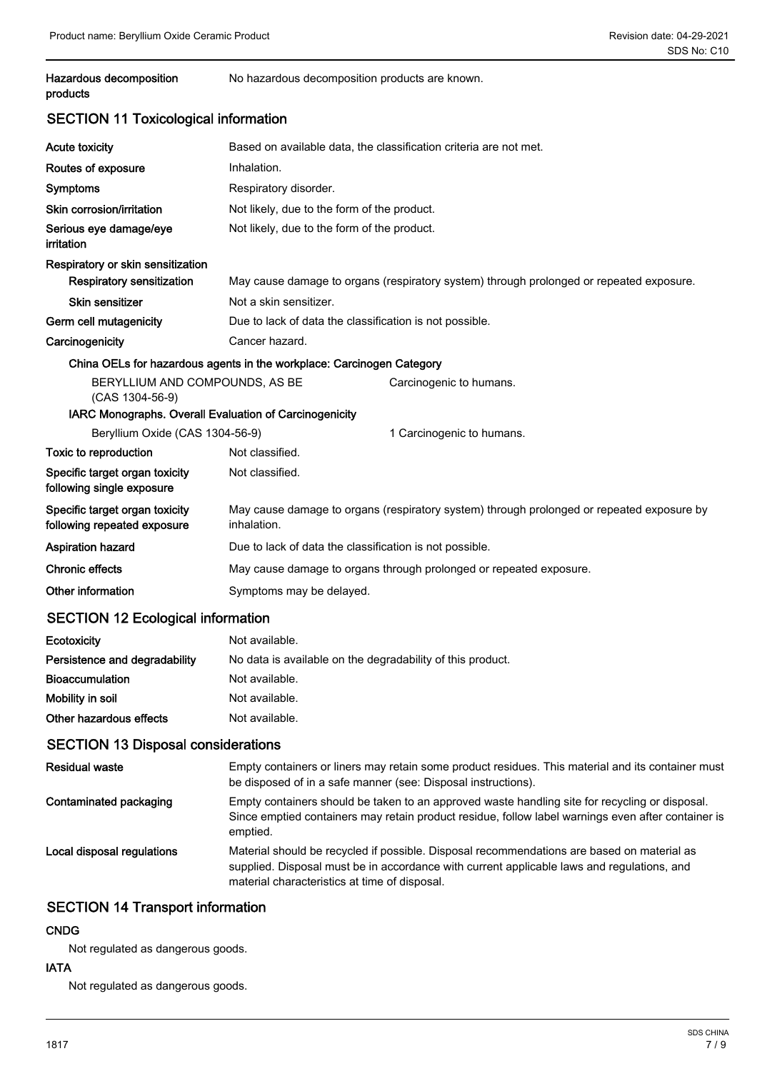| Hazardous decomposition products | No hazardous decomposition products are known. |
| --- | --- |

## SECTION 11 Toxicological information

| | |
| --- | --- |
| **Acute toxicity** | Based on available data, the classification criteria are not met. |
| **Routes of exposure** | Inhalation. |
| **Symptoms** | Respiratory disorder. |
| **Skin corrosion/irritation** | Not likely, due to the form of the product. |
| **Serious eye damage/eye irritation** | Not likely, due to the form of the product. |
| **Respiratory or skin sensitization** | |
| **Respiratory sensitization** | May cause damage to organs (respiratory system) through prolonged or repeated exposure. |
| **Skin sensitizer** | Not a skin sensitizer. |
| **Germ cell mutagenicity** | Due to lack of data the classification is not possible. |
| **Carcinogenicity** | Cancer hazard. |

**China OELs for hazardous agents in the workplace: Carcinogen Category**

| | |
| --- | --- |
| BERYLLIUM AND COMPOUNDS, AS BE (CAS 1304-56-9) | Carcinogenic to humans. |

**IARC Monographs. Overall Evaluation of Carcinogenicity**

| | |
| --- | --- |
| Beryllium Oxide (CAS 1304-56-9) | 1 Carcinogenic to humans. |

| | |
| --- | --- |
| **Toxic to reproduction** | Not classified. |
| **Specific target organ toxicity following single exposure** | Not classified. |
| **Specific target organ toxicity following repeated exposure** | May cause damage to organs (respiratory system) through prolonged or repeated exposure by inhalation. |
| **Aspiration hazard** | Due to lack of data the classification is not possible. |
| **Chronic effects** | May cause damage to organs through prolonged or repeated exposure. |
| **Other information** | Symptoms may be delayed. |

## SECTION 12 Ecological information

| | |
| --- | --- |
| **Ecotoxicity** | Not available. |
| **Persistence and degradability** | No data is available on the degradability of this product. |
| **Bioaccumulation** | Not available. |
| **Mobility in soil** | Not available. |
| **Other hazardous effects** | Not available. |

## SECTION 13 Disposal considerations

| | |
| --- | --- |
| **Residual waste** | Empty containers or liners may retain some product residues. This material and its container must be disposed of in a safe manner (see: Disposal instructions). |
| **Contaminated packaging** | Empty containers should be taken to an approved waste handling site for recycling or disposal. Since emptied containers may retain product residue, follow label warnings even after container is emptied. |
| **Local disposal regulations** | Material should be recycled if possible. Disposal recommendations are based on material as supplied. Disposal must be in accordance with current applicable laws and regulations, and material characteristics at time of disposal. |

## SECTION 14 Transport information

**CNDG**

Not regulated as dangerous goods.

**IATA**

Not regulated as dangerous goods.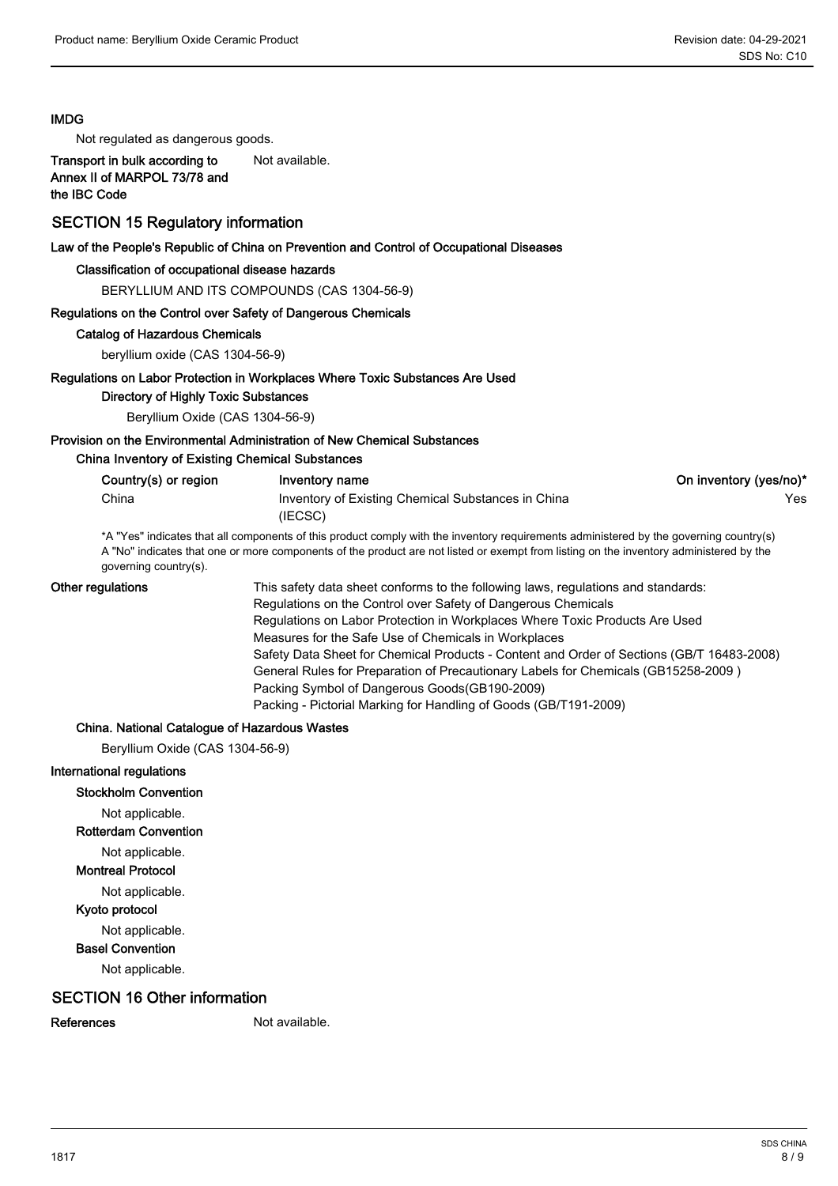**IMDG**

Not regulated as dangerous goods.

**Transport in bulk according to Annex II of MARPOL 73/78 and the IBC Code** Not available.

## SECTION 15 Regulatory information

**Law of the People's Republic of China on Prevention and Control of Occupational Diseases**

**Classification of occupational disease hazards**

BERYLLIUM AND ITS COMPOUNDS (CAS 1304-56-9)

**Regulations on the Control over Safety of Dangerous Chemicals**

**Catalog of Hazardous Chemicals**

beryllium oxide (CAS 1304-56-9)

**Regulations on Labor Protection in Workplaces Where Toxic Substances Are Used**

**Directory of Highly Toxic Substances**

Beryllium Oxide (CAS 1304-56-9)

**Provision on the Environmental Administration of New Chemical Substances**

**China Inventory of Existing Chemical Substances**

| Country(s) or region | Inventory name | On inventory (yes/no)* |
|---|---|---|
| China | Inventory of Existing Chemical Substances in China (IECSC) | Yes |

*A "Yes" indicates that all components of this product comply with the inventory requirements administered by the governing country(s)
A "No" indicates that one or more components of the product are not listed or exempt from listing on the inventory administered by the governing country(s).

**Other regulations**

This safety data sheet conforms to the following laws, regulations and standards:
Regulations on the Control over Safety of Dangerous Chemicals
Regulations on Labor Protection in Workplaces Where Toxic Products Are Used
Measures for the Safe Use of Chemicals in Workplaces
Safety Data Sheet for Chemical Products - Content and Order of Sections (GB/T 16483-2008)
General Rules for Preparation of Precautionary Labels for Chemicals (GB15258-2009 )
Packing Symbol of Dangerous Goods(GB190-2009)
Packing - Pictorial Marking for Handling of Goods (GB/T191-2009)

**China. National Catalogue of Hazardous Wastes**

Beryllium Oxide (CAS 1304-56-9)

**International regulations**

**Stockholm Convention**

Not applicable.

**Rotterdam Convention**

Not applicable.

**Montreal Protocol**

Not applicable.

**Kyoto protocol**

Not applicable.

**Basel Convention**

Not applicable.

## SECTION 16 Other information

**References** Not available.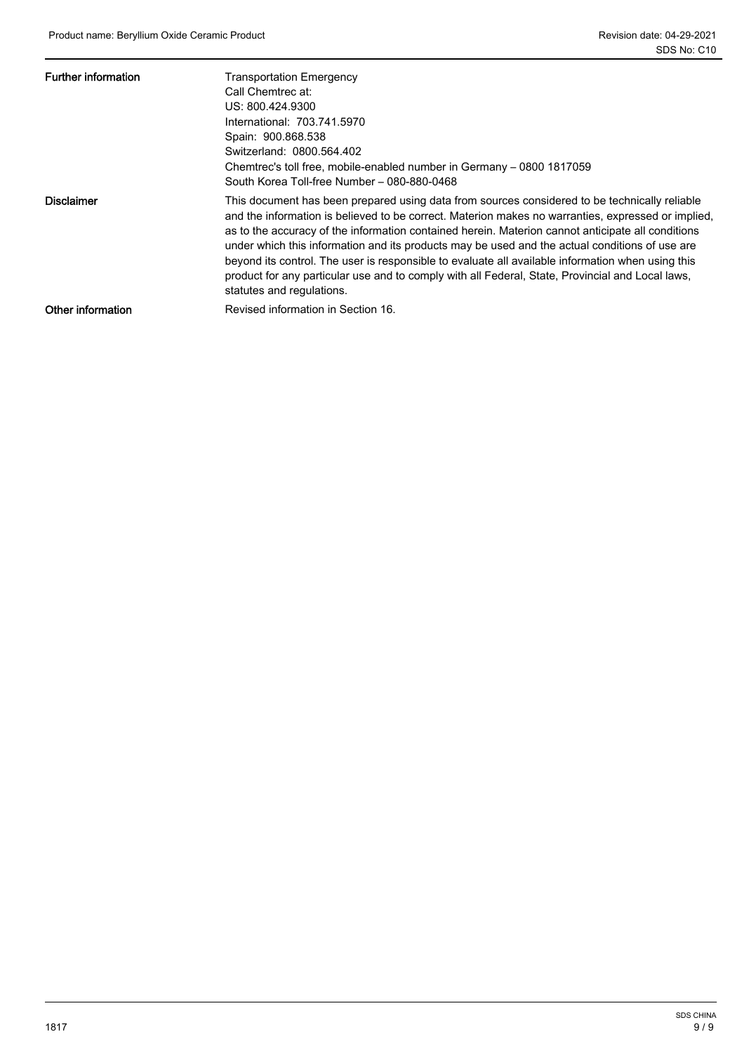| | |
|---|---|
| **Further information** | Transportation Emergency<br>Call Chemtrec at:<br>US: 800.424.9300<br>International: 703.741.5970<br>Spain: 900.868.538<br>Switzerland: 0800.564.402<br>Chemtrec's toll free, mobile-enabled number in Germany – 0800 1817059<br>South Korea Toll-free Number – 080-880-0468 |
| **Disclaimer** | This document has been prepared using data from sources considered to be technically reliable and the information is believed to be correct. Materion makes no warranties, expressed or implied, as to the accuracy of the information contained herein. Materion cannot anticipate all conditions under which this information and its products may be used and the actual conditions of use are beyond its control. The user is responsible to evaluate all available information when using this product for any particular use and to comply with all Federal, State, Provincial and Local laws, statutes and regulations. |
| **Other information** | Revised information in Section 16. |